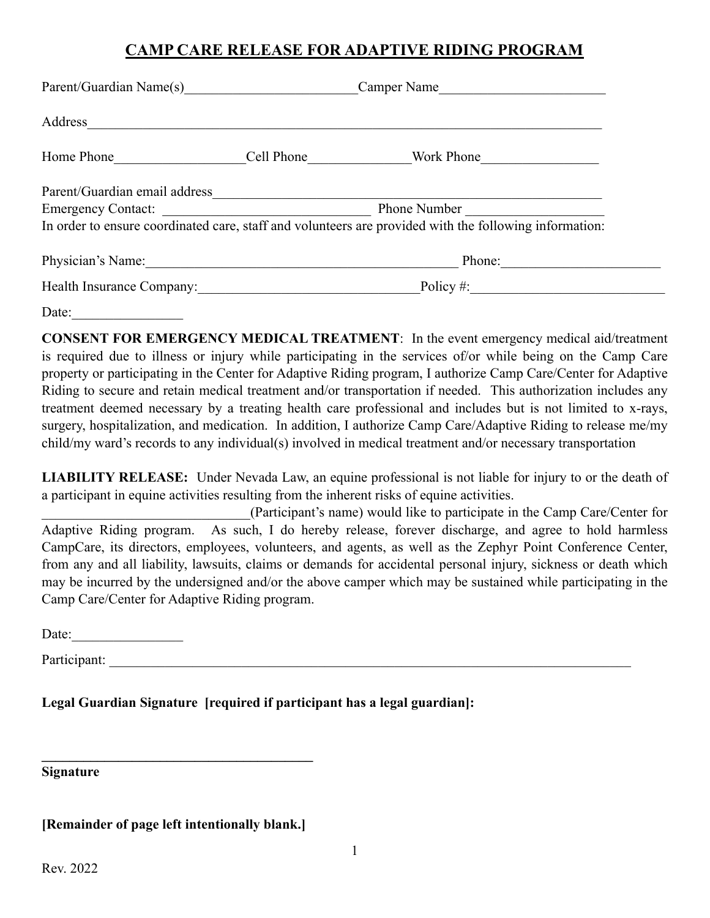# CAMP CARE RELEASE FOR ADAPTIVE RIDING PROGRAM

Parent/Guardian Name(s)_________________________Camper Name________________________

Address___________________________________________________________________________

Home Phone__________________Cell Phone_______________Work Phone_________________

Parent/Guardian email address_________________________________________________________

Emergency Contact: ______________________________ Phone Number ____________________

In order to ensure coordinated care, staff and volunteers are provided with the following information:

Physician's Name:_______________________________________________ Phone:______________________

Health Insurance Company:________________________________Policy #:___________________________

Date:________________

**CONSENT FOR EMERGENCY MEDICAL TREATMENT**: In the event emergency medical aid/treatment is required due to illness or injury while participating in the services of/or while being on the Camp Care property or participating in the Center for Adaptive Riding program, I authorize Camp Care/Center for Adaptive Riding to secure and retain medical treatment and/or transportation if needed. This authorization includes any treatment deemed necessary by a treating health care professional and includes but is not limited to x-rays, surgery, hospitalization, and medication. In addition, I authorize Camp Care/Adaptive Riding to release me/my child/my ward's records to any individual(s) involved in medical treatment and/or necessary transportation

**LIABILITY RELEASE:** Under Nevada Law, an equine professional is not liable for injury to or the death of a participant in equine activities resulting from the inherent risks of equine activities. ______________________________(Participant's name) would like to participate in the Camp Care/Center for Adaptive Riding program. As such, I do hereby release, forever discharge, and agree to hold harmless CampCare, its directors, employees, volunteers, and agents, as well as the Zephyr Point Conference Center, from any and all liability, lawsuits, claims or demands for accidental personal injury, sickness or death which may be incurred by the undersigned and/or the above camper which may be sustained while participating in the Camp Care/Center for Adaptive Riding program.

Date:________________

Participant: _______________________________________________________________________________

**Legal Guardian Signature [required if participant has a legal guardian]:**

**________________________________________**

**Signature**

**[Remainder of page left intentionally blank.]**

Rev. 2022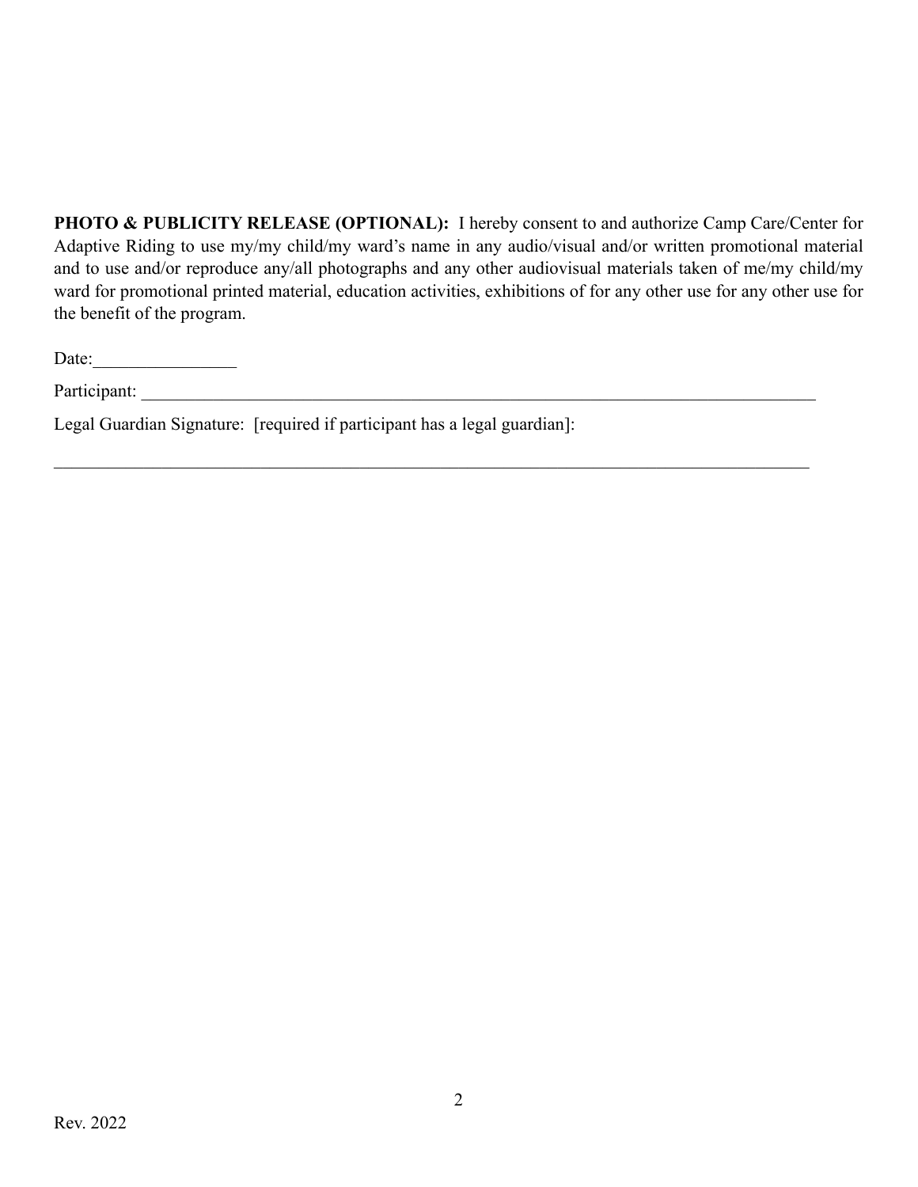**PHOTO & PUBLICITY RELEASE (OPTIONAL):** I hereby consent to and authorize Camp Care/Center for Adaptive Riding to use my/my child/my ward's name in any audio/visual and/or written promotional material and to use and/or reproduce any/all photographs and any other audiovisual materials taken of me/my child/my ward for promotional printed material, education activities, exhibitions of for any other use for any other use for the benefit of the program.

Date:________________

Participant: ________________________________________________________________________________

Legal Guardian Signature: [required if participant has a legal guardian]:

_________________________________________________________________________________________

Rev. 2022